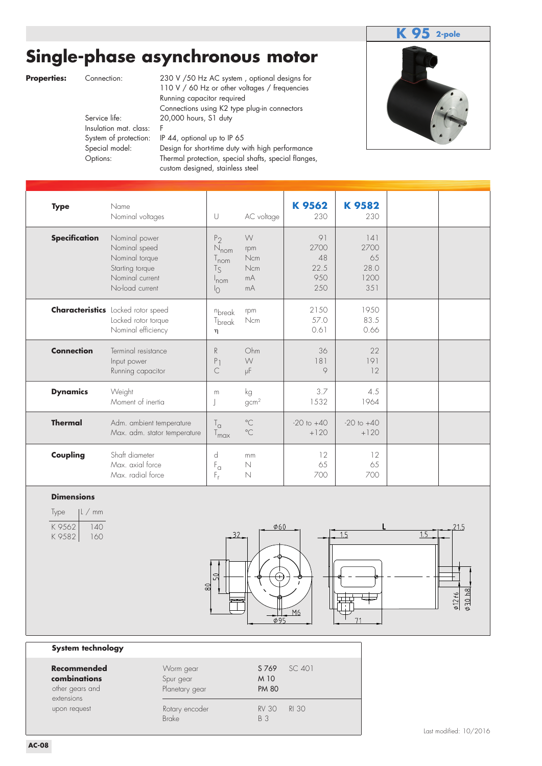**K 95** 2-pole

# Single-phase asynchronous motor

**Properties:**

| | |
|---|---|
| Connection: | 230 V /50 Hz AC system , optional designs for 110 V / 60 Hz or other voltages / frequencies<br>Running capacitor required<br>Connections using K2 type plug-in connectors |
| Service life: | 20,000 hours, S1 duty |
| Insulation mat. class: | F |
| System of protection: | IP 44, optional up to IP 65 |
| Special model: | Design for short-time duty with high performance |
| Options: | Thermal protection, special shafts, special flanges, custom designed, stainless steel |

| | | | | K 9562 | K 9582 |
|---|---|---|---|---|---|
| **Type** | Name<br>Nominal voltages | U | AC voltage | 230 | 230 |
| **Specification** | Nominal power | $P_2$ | W | 91 | 141 |
| | Nominal speed | $N_{nom}$ | rpm | 2700 | 2700 |
| | Nominal torque | $T_{nom}$ | Ncm | 48 | 65 |
| | Starting torque | $T_S$ | Ncm | 22.5 | 28.0 |
| | Nominal current | $I_{nom}$ | mA | 950 | 1200 |
| | No-load current | $I_0$ | mA | 250 | 351 |
| **Characteristics** | Locked rotor speed | $n_{break}$ | rpm | 2150 | 1950 |
| | Locked rotor torque | $T_{break}$ | Ncm | 57.0 | 83.5 |
| | Nominal efficiency | $\eta$ | | 0.61 | 0.66 |
| **Connection** | Terminal resistance | R | Ohm | 36 | 22 |
| | Input power | $P_1$ | W | 181 | 191 |
| | Running capacitor | C | µF | 9 | 12 |
| **Dynamics** | Weight | m | kg | 3.7 | 4.5 |
| | Moment of inertia | J | $gcm^2$ | 1532 | 1964 |
| **Thermal** | Adm. ambient temperature | $T_a$ | °C | -20 to +40 | -20 to +40 |
| | Max. adm. stator temperature | $T_{max}$ | °C | +120 | +120 |
| **Coupling** | Shaft diameter | d | mm | 12 | 12 |
| | Max. axial force | $F_a$ | N | 65 | 65 |
| | Max. radial force | $F_r$ | N | 700 | 700 |

**Dimensions**

| Type | L / mm |
|---|---|
| K 9562 | 140 |
| K 9582 | 160 |

**System technology**

| | | | |
|---|---|---|---|
| **Recommended combinations**<br>other gears and extensions upon request | Worm gear | S 769 | SC 401 |
| | Spur gear | M 10 | |
| | Planetary gear | PM 80 | |
| | Rotary encoder | RV 30 | RI 30 |
| | Brake | B 3 | |

Last modified: 10/2016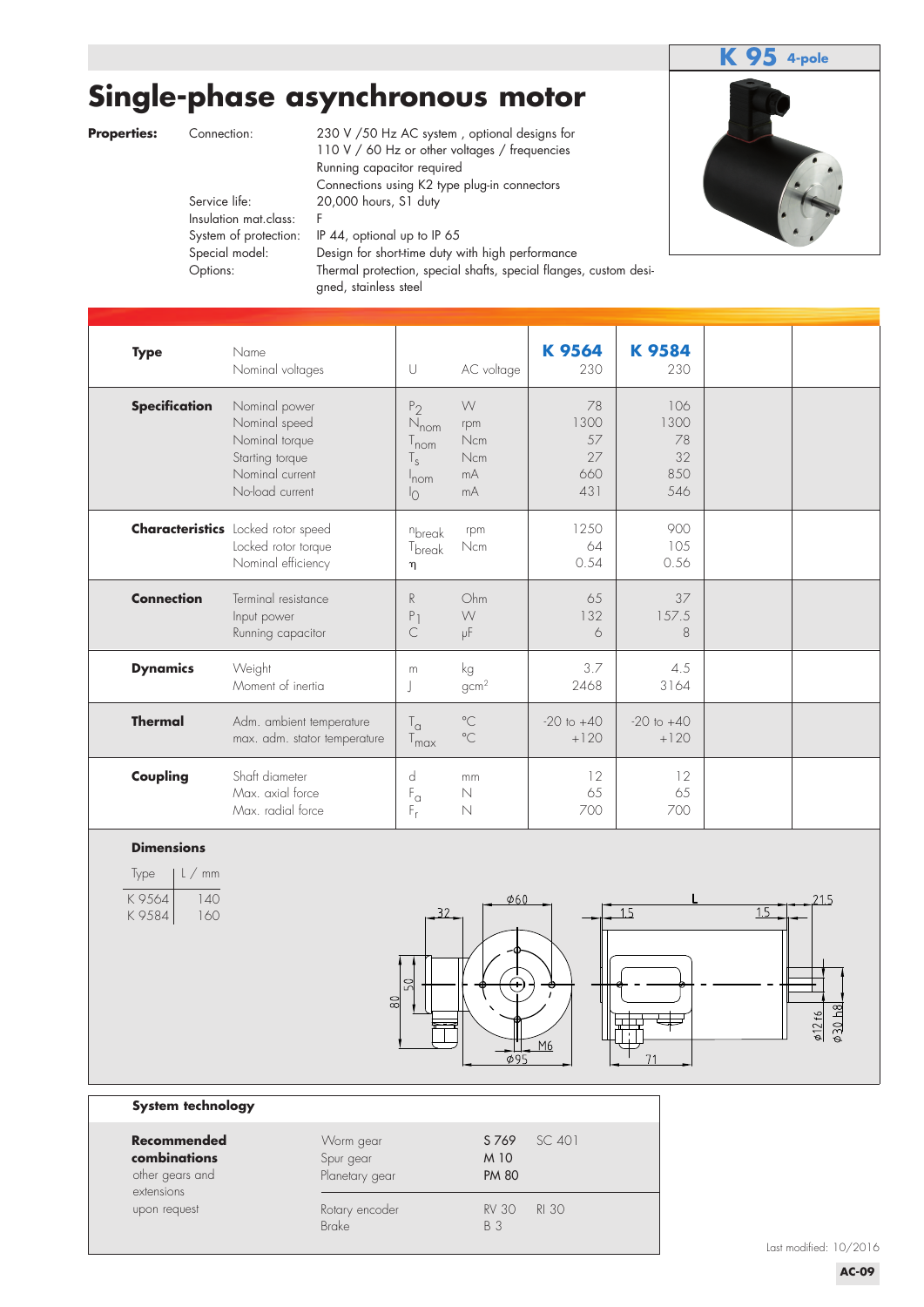K 95 4-pole

# Single-phase asynchronous motor

**Properties:**

| | |
|---|---|
| Connection: | 230 V /50 Hz AC system , optional designs for 110 V / 60 Hz or other voltages / frequencies<br>Running capacitor required<br>Connections using K2 type plug-in connectors |
| Service life: | 20,000 hours, S1 duty |
| Insulation mat.class: | F |
| System of protection: | IP 44, optional up to IP 65 |
| Special model: | Design for short-time duty with high performance |
| Options: | Thermal protection, special shafts, special flanges, custom designed, stainless steel |

| | | | | K 9564 | K 9584 | | |
|---|---|---|---|---|---|---|---|
| **Type** | Name<br>Nominal voltages | U | AC voltage | 230 | 230 | | |
| **Specification** | Nominal power | $P_2$ | W | 78 | 106 | | |
| | Nominal speed | $N_{nom}$ | rpm | 1300 | 1300 | | |
| | Nominal torque | $T_{nom}$ | Ncm | 57 | 78 | | |
| | Starting torque | $T_s$ | Ncm | 27 | 32 | | |
| | Nominal current | $I_{nom}$ | mA | 660 | 850 | | |
| | No-load current | $I_0$ | mA | 431 | 546 | | |
| **Characteristics** | Locked rotor speed | $n_{break}$ | rpm | 1250 | 900 | | |
| | Locked rotor torque | $T_{break}$ | Ncm | 64 | 105 | | |
| | Nominal efficiency | $\eta$ | | 0.54 | 0.56 | | |
| **Connection** | Terminal resistance | R | Ohm | 65 | 37 | | |
| | Input power | $P_1$ | W | 132 | 157.5 | | |
| | Running capacitor | C | µF | 6 | 8 | | |
| **Dynamics** | Weight | m | kg | 3.7 | 4.5 | | |
| | Moment of inertia | J | $gcm^2$ | 2468 | 3164 | | |
| **Thermal** | Adm. ambient temperature | $T_a$ | °C | -20 to +40 | -20 to +40 | | |
| | max. adm. stator temperature | $T_{max}$ | °C | +120 | +120 | | |
| **Coupling** | Shaft diameter | d | mm | 12 | 12 | | |
| | Max. axial force | $F_a$ | N | 65 | 65 | | |
| | Max. radial force | $F_r$ | N | 700 | 700 | | |

**Dimensions**

| Type | L / mm |
|---|---|
| K 9564 | 140 |
| K 9584 | 160 |

32
ø60
50
80
M6
ø95
L
1.5
1.5
21.5
ø12 f6
ø30 h8
71

**System technology**

| | | | |
|---|---|---|---|
| **Recommended combinations** | Worm gear | S 769 | SC 401 |
| other gears and extensions | Spur gear | M 10 | |
| upon request | Planetary gear | PM 80 | |
| | Rotary encoder | RV 30 | RI 30 |
| | Brake | B 3 | |

Last modified: 10/2016

AC-09